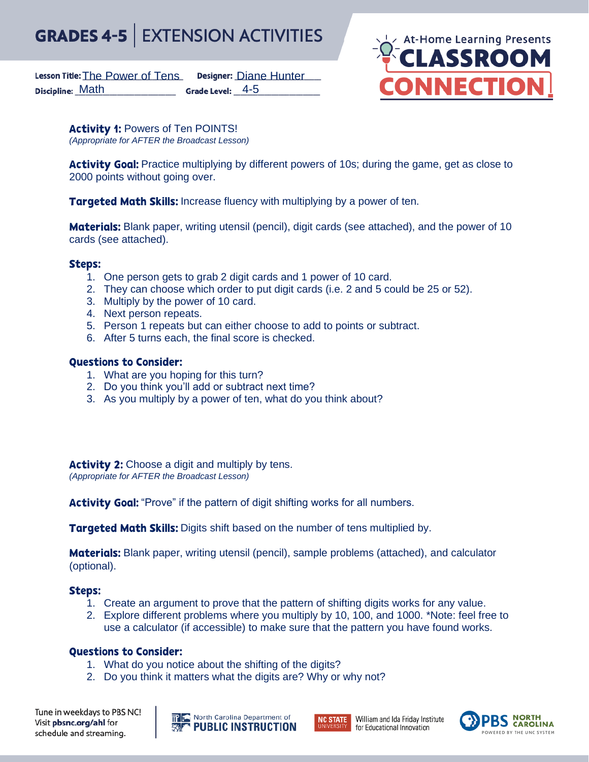# GRADES 4-5 | EXTENSION ACTIVITIES

At-Home Learning Presents **CLASSROOM CONNECTION**

**Lesson Title:** The Power of Tens **Designer:** Diane Hunter
**Discipline:** Math **Grade Level:** 4-5

**Activity 1:** Powers of Ten POINTS!
*(Appropriate for AFTER the Broadcast Lesson)*

**Activity Goal:** Practice multiplying by different powers of 10s; during the game, get as close to 2000 points without going over.

**Targeted Math Skills:** Increase fluency with multiplying by a power of ten.

**Materials:** Blank paper, writing utensil (pencil), digit cards (see attached), and the power of 10 cards (see attached).

**Steps:**

1. One person gets to grab 2 digit cards and 1 power of 10 card.
2. They can choose which order to put digit cards (i.e. 2 and 5 could be 25 or 52).
3. Multiply by the power of 10 card.
4. Next person repeats.
5. Person 1 repeats but can either choose to add to points or subtract.
6. After 5 turns each, the final score is checked.

**Questions to Consider:**

1. What are you hoping for this turn?
2. Do you think you'll add or subtract next time?
3. As you multiply by a power of ten, what do you think about?

**Activity 2:** Choose a digit and multiply by tens.
*(Appropriate for AFTER the Broadcast Lesson)*

**Activity Goal:** "Prove" if the pattern of digit shifting works for all numbers.

**Targeted Math Skills:** Digits shift based on the number of tens multiplied by.

**Materials:** Blank paper, writing utensil (pencil), sample problems (attached), and calculator (optional).

**Steps:**

1. Create an argument to prove that the pattern of shifting digits works for any value.
2. Explore different problems where you multiply by 10, 100, and 1000. *Note: feel free to use a calculator (if accessible) to make sure that the pattern you have found works.

**Questions to Consider:**

1. What do you notice about the shifting of the digits?
2. Do you think it matters what the digits are? Why or why not?

Tune in weekdays to PBS NC! Visit **pbsnc.org/ahl** for schedule and streaming.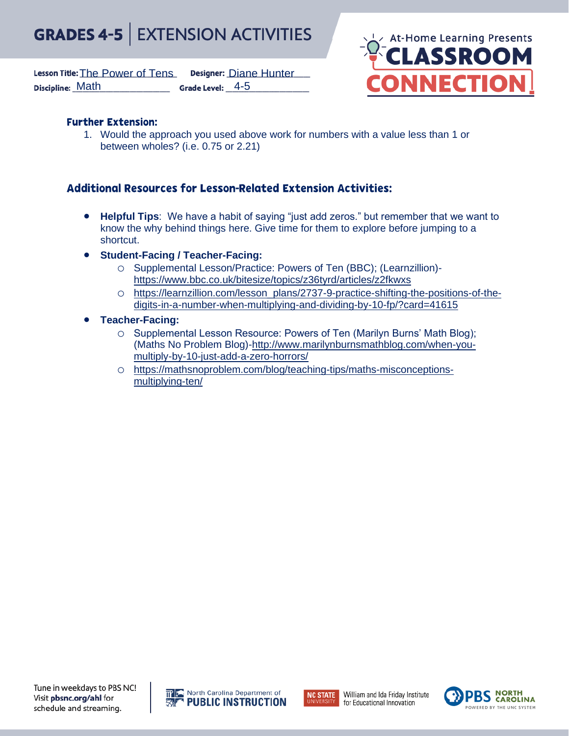# GRADES 4-5 | EXTENSION ACTIVITIES

**Lesson Title:** The Power of Tens **Designer:** Diane Hunter
**Discipline:** Math **Grade Level:** 4-5

### Further Extension:

1. Would the approach you used above work for numbers with a value less than 1 or between wholes? (i.e. 0.75 or 2.21)

### Additional Resources for Lesson-Related Extension Activities:

- **Helpful Tips**: We have a habit of saying "just add zeros." but remember that we want to know the why behind things here. Give time for them to explore before jumping to a shortcut.
- **Student-Facing / Teacher-Facing:**
  - Supplemental Lesson/Practice: Powers of Ten (BBC); (Learnzillion)- https://www.bbc.co.uk/bitesize/topics/z36tyrd/articles/z2fkwxs
  - https://learnzillion.com/lesson_plans/2737-9-practice-shifting-the-positions-of-the-digits-in-a-number-when-multiplying-and-dividing-by-10-fp/?card=41615
- **Teacher-Facing:**
  - Supplemental Lesson Resource: Powers of Ten (Marilyn Burns' Math Blog); (Maths No Problem Blog)-http://www.marilynburnsmathblog.com/when-you-multiply-by-10-just-add-a-zero-horrors/
  - https://mathsnoproblem.com/blog/teaching-tips/maths-misconceptions-multiplying-ten/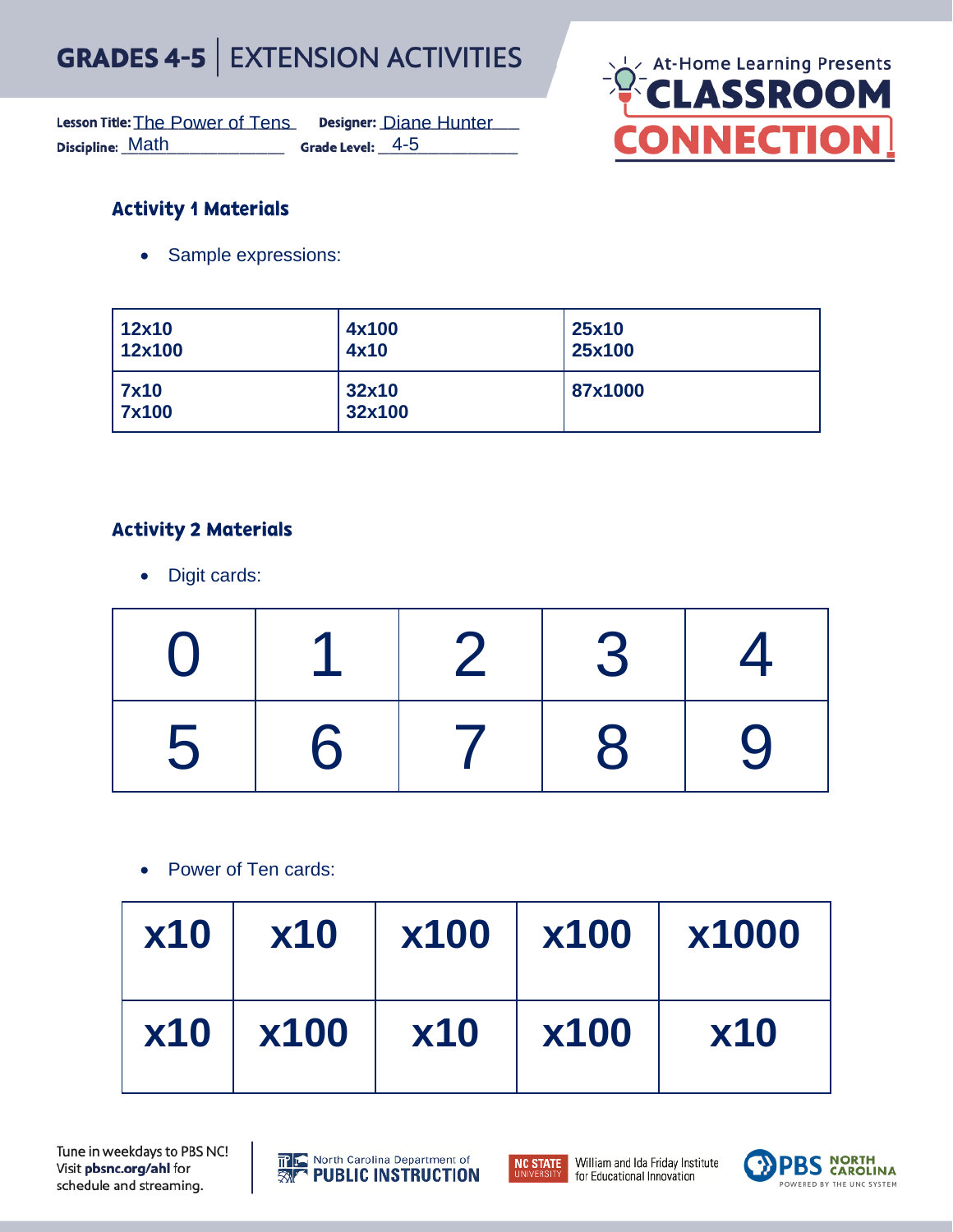# GRADES 4-5 | EXTENSION ACTIVITIES

**Lesson Title:** The Power of Tens **Designer:** Diane Hunter
**Discipline:** Math **Grade Level:** 4-5

At-Home Learning Presents CLASSROOM CONNECTION

### Activity 1 Materials

- Sample expressions:

| | | |
|---|---|---|
| **12x10**<br>**12x100** | **4x100**<br>**4x10** | **25x10**<br>**25x100** |
| **7x10**<br>**7x100** | **32x10**<br>**32x100** | **87x1000** |

### Activity 2 Materials

- Digit cards:

| | | | | |
|---|---|---|---|---|
| 0 | 1 | 2 | 3 | 4 |
| 5 | 6 | 7 | 8 | 9 |

- Power of Ten cards:

| | | | | |
|---|---|---|---|---|
| **x10** | **x10** | **x100** | **x100** | **x1000** |
| **x10** | **x100** | **x10** | **x100** | **x10** |

Tune in weekdays to PBS NC!
Visit **pbsnc.org/ahl** for schedule and streaming.